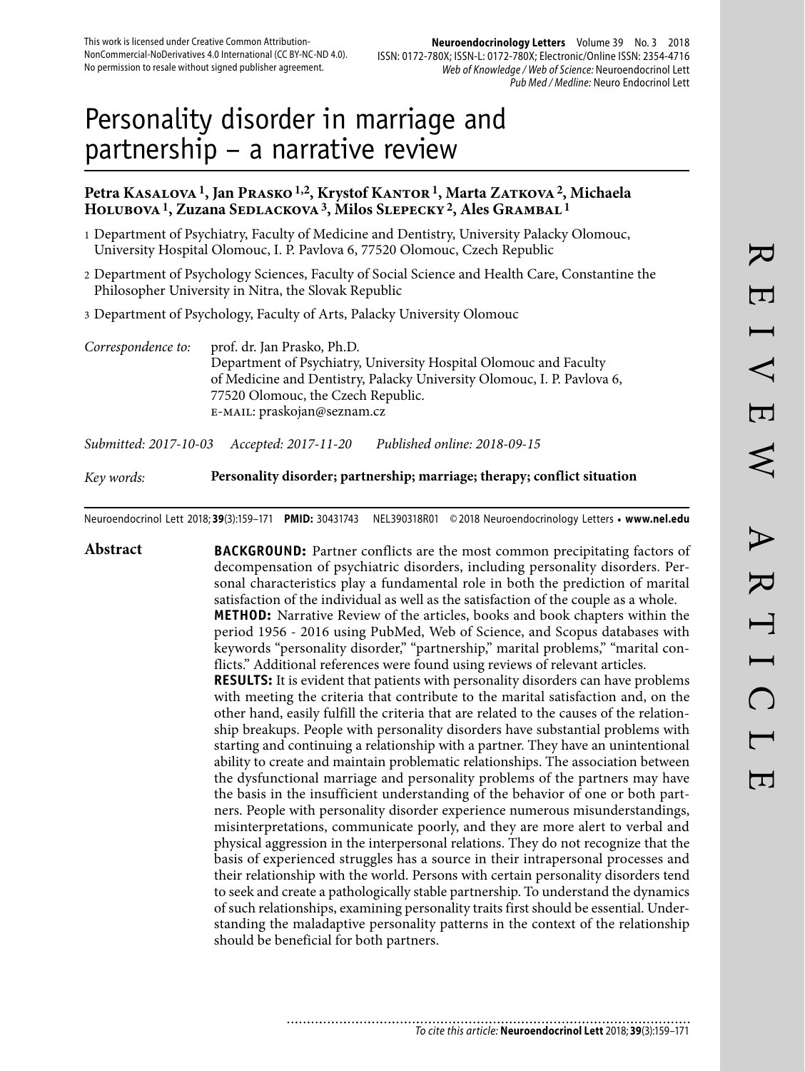This work is licensed under Creative Common Attribution-NonCommercial-NoDerivatives 4.0 International (CC BY-NC-ND 4.0). No permission to resale without signed publisher agreement.

**Neuroendocrinology Letters** Volume 39 No. 3 2018
ISSN: 0172-780X; ISSN-L: 0172-780X; Electronic/Online ISSN: 2354-4716
*Web of Knowledge / Web of Science:* Neuroendocrinol Lett
*Pub Med / Medline:* Neuro Endocrinol Lett

# Personality disorder in marriage and partnership – a narrative review

**Petra Kasalova [1], Jan Prasko [1,2], Krystof Kantor [1], Marta Zatkova [2], Michaela Holubova [1], Zuzana Sedlackova [3], Milos Slepecky [2], Ales Grambal [1]**

1 Department of Psychiatry, Faculty of Medicine and Dentistry, University Palacky Olomouc, University Hospital Olomouc, I. P. Pavlova 6, 77520 Olomouc, Czech Republic

2 Department of Psychology Sciences, Faculty of Social Science and Health Care, Constantine the Philosopher University in Nitra, the Slovak Republic

3 Department of Psychology, Faculty of Arts, Palacky University Olomouc

*Correspondence to:* prof. dr. Jan Prasko, Ph.D.
Department of Psychiatry, University Hospital Olomouc and Faculty of Medicine and Dentistry, Palacky University Olomouc, I. P. Pavlova 6, 77520 Olomouc, the Czech Republic.
E-MAIL: praskojan@seznam.cz

*Submitted: 2017-10-03* *Accepted: 2017-11-20* *Published online: 2018-09-15*

*Key words:* **Personality disorder; partnership; marriage; therapy; conflict situation**

Neuroendocrinol Lett 2018; **39**(3):159–171 **PMID:** 30431743 NEL390318R01 © 2018 Neuroendocrinology Letters • **www.nel.edu**

## Abstract

**BACKGROUND:** Partner conflicts are the most common precipitating factors of decompensation of psychiatric disorders, including personality disorders. Personal characteristics play a fundamental role in both the prediction of marital satisfaction of the individual as well as the satisfaction of the couple as a whole.

**METHOD:** Narrative Review of the articles, books and book chapters within the period 1956 - 2016 using PubMed, Web of Science, and Scopus databases with keywords "personality disorder," "partnership," marital problems," "marital conflicts." Additional references were found using reviews of relevant articles.

**RESULTS:** It is evident that patients with personality disorders can have problems with meeting the criteria that contribute to the marital satisfaction and, on the other hand, easily fulfill the criteria that are related to the causes of the relationship breakups. People with personality disorders have substantial problems with starting and continuing a relationship with a partner. They have an unintentional ability to create and maintain problematic relationships. The association between the dysfunctional marriage and personality problems of the partners may have the basis in the insufficient understanding of the behavior of one or both partners. People with personality disorder experience numerous misunderstandings, misinterpretations, communicate poorly, and they are more alert to verbal and physical aggression in the interpersonal relations. They do not recognize that the basis of experienced struggles has a source in their intrapersonal processes and their relationship with the world. Persons with certain personality disorders tend to seek and create a pathologically stable partnership. To understand the dynamics of such relationships, examining personality traits first should be essential. Understanding the maladaptive personality patterns in the context of the relationship should be beneficial for both partners.

*To cite this article:* **Neuroendocrinol Lett** 2018; **39**(3):159–171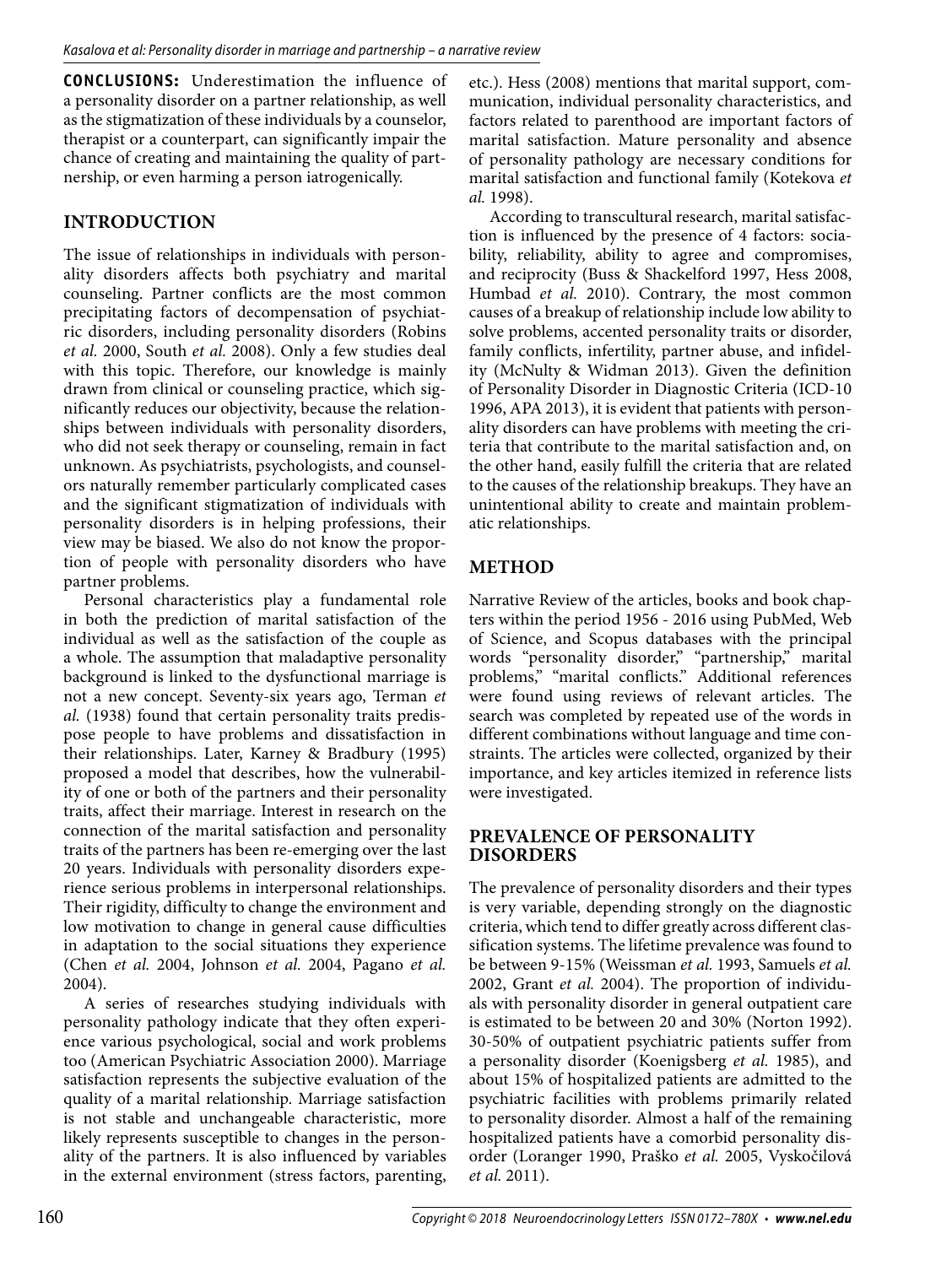**CONCLUSIONS:** Underestimation the influence of a personality disorder on a partner relationship, as well as the stigmatization of these individuals by a counselor, therapist or a counterpart, can significantly impair the chance of creating and maintaining the quality of partnership, or even harming a person iatrogenically.

## INTRODUCTION

The issue of relationships in individuals with personality disorders affects both psychiatry and marital counseling. Partner conflicts are the most common precipitating factors of decompensation of psychiatric disorders, including personality disorders (Robins *et al.* 2000, South *et al.* 2008). Only a few studies deal with this topic. Therefore, our knowledge is mainly drawn from clinical or counseling practice, which significantly reduces our objectivity, because the relationships between individuals with personality disorders, who did not seek therapy or counseling, remain in fact unknown. As psychiatrists, psychologists, and counselors naturally remember particularly complicated cases and the significant stigmatization of individuals with personality disorders is in helping professions, their view may be biased. We also do not know the proportion of people with personality disorders who have partner problems.

Personal characteristics play a fundamental role in both the prediction of marital satisfaction of the individual as well as the satisfaction of the couple as a whole. The assumption that maladaptive personality background is linked to the dysfunctional marriage is not a new concept. Seventy-six years ago, Terman *et al.* (1938) found that certain personality traits predispose people to have problems and dissatisfaction in their relationships. Later, Karney & Bradbury (1995) proposed a model that describes, how the vulnerability of one or both of the partners and their personality traits, affect their marriage. Interest in research on the connection of the marital satisfaction and personality traits of the partners has been re-emerging over the last 20 years. Individuals with personality disorders experience serious problems in interpersonal relationships. Their rigidity, difficulty to change the environment and low motivation to change in general cause difficulties in adaptation to the social situations they experience (Chen *et al.* 2004, Johnson *et al.* 2004, Pagano *et al.* 2004).

A series of researches studying individuals with personality pathology indicate that they often experience various psychological, social and work problems too (American Psychiatric Association 2000). Marriage satisfaction represents the subjective evaluation of the quality of a marital relationship. Marriage satisfaction is not stable and unchangeable characteristic, more likely represents susceptible to changes in the personality of the partners. It is also influenced by variables in the external environment (stress factors, parenting, etc.). Hess (2008) mentions that marital support, communication, individual personality characteristics, and factors related to parenthood are important factors of marital satisfaction. Mature personality and absence of personality pathology are necessary conditions for marital satisfaction and functional family (Kotekova *et al.* 1998).

According to transcultural research, marital satisfaction is influenced by the presence of 4 factors: sociability, reliability, ability to agree and compromises, and reciprocity (Buss & Shackelford 1997, Hess 2008, Humbad *et al.* 2010). Contrary, the most common causes of a breakup of relationship include low ability to solve problems, accented personality traits or disorder, family conflicts, infertility, partner abuse, and infidelity (McNulty & Widman 2013). Given the definition of Personality Disorder in Diagnostic Criteria (ICD-10 1996, APA 2013), it is evident that patients with personality disorders can have problems with meeting the criteria that contribute to the marital satisfaction and, on the other hand, easily fulfill the criteria that are related to the causes of the relationship breakups. They have an unintentional ability to create and maintain problematic relationships.

## METHOD

Narrative Review of the articles, books and book chapters within the period 1956 - 2016 using PubMed, Web of Science, and Scopus databases with the principal words "personality disorder," "partnership," marital problems," "marital conflicts." Additional references were found using reviews of relevant articles. The search was completed by repeated use of the words in different combinations without language and time constraints. The articles were collected, organized by their importance, and key articles itemized in reference lists were investigated.

## PREVALENCE OF PERSONALITY DISORDERS

The prevalence of personality disorders and their types is very variable, depending strongly on the diagnostic criteria, which tend to differ greatly across different classification systems. The lifetime prevalence was found to be between 9-15% (Weissman *et al.* 1993, Samuels *et al.* 2002, Grant *et al.* 2004). The proportion of individuals with personality disorder in general outpatient care is estimated to be between 20 and 30% (Norton 1992). 30-50% of outpatient psychiatric patients suffer from a personality disorder (Koenigsberg *et al.* 1985), and about 15% of hospitalized patients are admitted to the psychiatric facilities with problems primarily related to personality disorder. Almost a half of the remaining hospitalized patients have a comorbid personality disorder (Loranger 1990, Praško *et al.* 2005, Vyskočilová *et al.* 2011).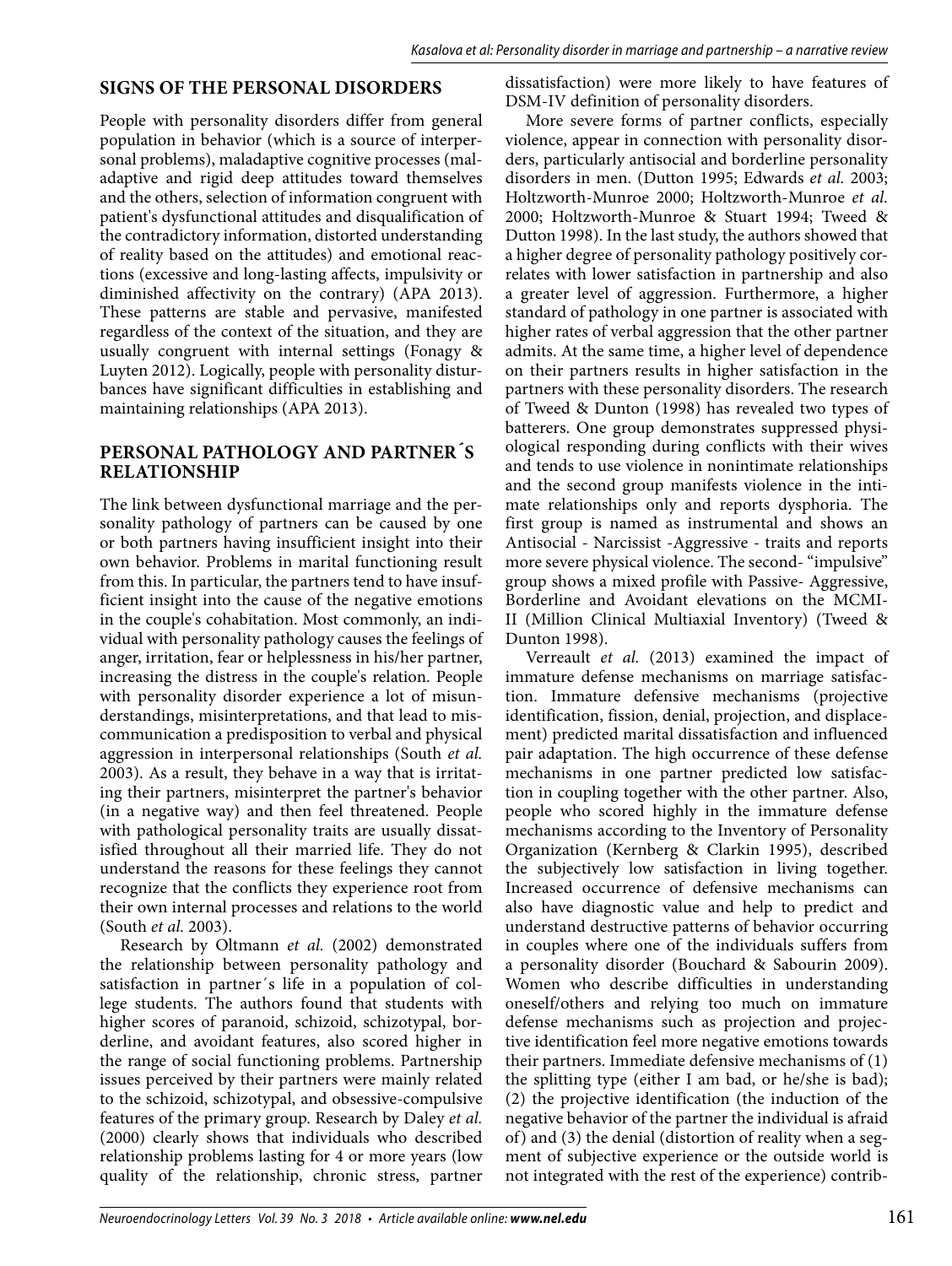## SIGNS OF THE PERSONAL DISORDERS

People with personality disorders differ from general population in behavior (which is a source of interpersonal problems), maladaptive cognitive processes (maladaptive and rigid deep attitudes toward themselves and the others, selection of information congruent with patient's dysfunctional attitudes and disqualification of the contradictory information, distorted understanding of reality based on the attitudes) and emotional reactions (excessive and long-lasting affects, impulsivity or diminished affectivity on the contrary) (APA 2013). These patterns are stable and pervasive, manifested regardless of the context of the situation, and they are usually congruent with internal settings (Fonagy & Luyten 2012). Logically, people with personality disturbances have significant difficulties in establishing and maintaining relationships (APA 2013).

## PERSONAL PATHOLOGY AND PARTNER´S RELATIONSHIP

The link between dysfunctional marriage and the personality pathology of partners can be caused by one or both partners having insufficient insight into their own behavior. Problems in marital functioning result from this. In particular, the partners tend to have insufficient insight into the cause of the negative emotions in the couple's cohabitation. Most commonly, an individual with personality pathology causes the feelings of anger, irritation, fear or helplessness in his/her partner, increasing the distress in the couple's relation. People with personality disorder experience a lot of misunderstandings, misinterpretations, and that lead to miscommunication a predisposition to verbal and physical aggression in interpersonal relationships (South *et al.* 2003). As a result, they behave in a way that is irritating their partners, misinterpret the partner's behavior (in a negative way) and then feel threatened. People with pathological personality traits are usually dissatisfied throughout all their married life. They do not understand the reasons for these feelings they cannot recognize that the conflicts they experience root from their own internal processes and relations to the world (South *et al.* 2003).

Research by Oltmann *et al.* (2002) demonstrated the relationship between personality pathology and satisfaction in partner´s life in a population of college students. The authors found that students with higher scores of paranoid, schizoid, schizotypal, borderline, and avoidant features, also scored higher in the range of social functioning problems. Partnership issues perceived by their partners were mainly related to the schizoid, schizotypal, and obsessive-compulsive features of the primary group. Research by Daley *et al.* (2000) clearly shows that individuals who described relationship problems lasting for 4 or more years (low quality of the relationship, chronic stress, partner dissatisfaction) were more likely to have features of DSM-IV definition of personality disorders.

More severe forms of partner conflicts, especially violence, appear in connection with personality disorders, particularly antisocial and borderline personality disorders in men. (Dutton 1995; Edwards *et al.* 2003; Holtzworth-Munroe 2000; Holtzworth-Munroe *et al.* 2000; Holtzworth-Munroe & Stuart 1994; Tweed & Dutton 1998). In the last study, the authors showed that a higher degree of personality pathology positively correlates with lower satisfaction in partnership and also a greater level of aggression. Furthermore, a higher standard of pathology in one partner is associated with higher rates of verbal aggression that the other partner admits. At the same time, a higher level of dependence on their partners results in higher satisfaction in the partners with these personality disorders. The research of Tweed & Dunton (1998) has revealed two types of batterers. One group demonstrates suppressed physiological responding during conflicts with their wives and tends to use violence in nonintimate relationships and the second group manifests violence in the intimate relationships only and reports dysphoria. The first group is named as instrumental and shows an Antisocial - Narcissist -Aggressive - traits and reports more severe physical violence. The second- "impulsive" group shows a mixed profile with Passive- Aggressive, Borderline and Avoidant elevations on the MCMI-II (Million Clinical Multiaxial Inventory) (Tweed & Dunton 1998).

Verreault *et al.* (2013) examined the impact of immature defense mechanisms on marriage satisfaction. Immature defensive mechanisms (projective identification, fission, denial, projection, and displacement) predicted marital dissatisfaction and influenced pair adaptation. The high occurrence of these defense mechanisms in one partner predicted low satisfaction in coupling together with the other partner. Also, people who scored highly in the immature defense mechanisms according to the Inventory of Personality Organization (Kernberg & Clarkin 1995), described the subjectively low satisfaction in living together. Increased occurrence of defensive mechanisms can also have diagnostic value and help to predict and understand destructive patterns of behavior occurring in couples where one of the individuals suffers from a personality disorder (Bouchard & Sabourin 2009). Women who describe difficulties in understanding oneself/others and relying too much on immature defense mechanisms such as projection and projective identification feel more negative emotions towards their partners. Immediate defensive mechanisms of (1) the splitting type (either I am bad, or he/she is bad); (2) the projective identification (the induction of the negative behavior of the partner the individual is afraid of) and (3) the denial (distortion of reality when a segment of subjective experience or the outside world is not integrated with the rest of the experience) contrib-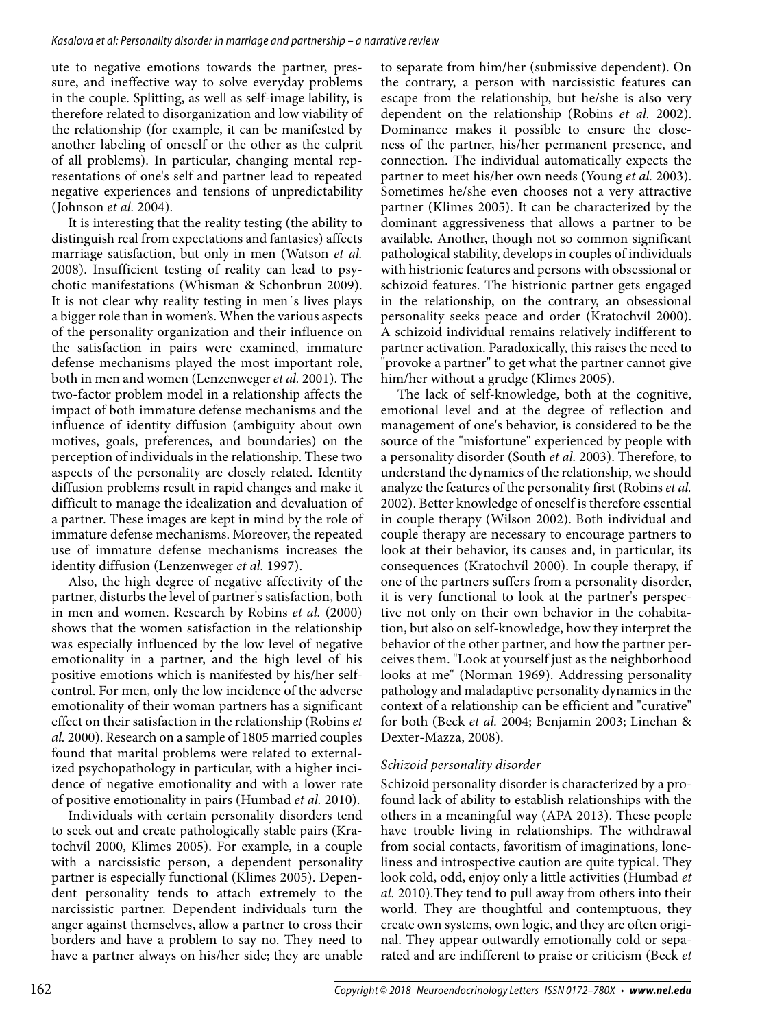ute to negative emotions towards the partner, pressure, and ineffective way to solve everyday problems in the couple. Splitting, as well as self-image lability, is therefore related to disorganization and low viability of the relationship (for example, it can be manifested by another labeling of oneself or the other as the culprit of all problems). In particular, changing mental representations of one's self and partner lead to repeated negative experiences and tensions of unpredictability (Johnson *et al.* 2004).

It is interesting that the reality testing (the ability to distinguish real from expectations and fantasies) affects marriage satisfaction, but only in men (Watson *et al.* 2008). Insufficient testing of reality can lead to psychotic manifestations (Whisman & Schonbrun 2009). It is not clear why reality testing in men´s lives plays a bigger role than in women's. When the various aspects of the personality organization and their influence on the satisfaction in pairs were examined, immature defense mechanisms played the most important role, both in men and women (Lenzenweger *et al.* 2001). The two-factor problem model in a relationship affects the impact of both immature defense mechanisms and the influence of identity diffusion (ambiguity about own motives, goals, preferences, and boundaries) on the perception of individuals in the relationship. These two aspects of the personality are closely related. Identity diffusion problems result in rapid changes and make it difficult to manage the idealization and devaluation of a partner. These images are kept in mind by the role of immature defense mechanisms. Moreover, the repeated use of immature defense mechanisms increases the identity diffusion (Lenzenweger *et al.* 1997).

Also, the high degree of negative affectivity of the partner, disturbs the level of partner's satisfaction, both in men and women. Research by Robins *et al.* (2000) shows that the women satisfaction in the relationship was especially influenced by the low level of negative emotionality in a partner, and the high level of his positive emotions which is manifested by his/her self-control. For men, only the low incidence of the adverse emotionality of their woman partners has a significant effect on their satisfaction in the relationship (Robins *et al.* 2000). Research on a sample of 1805 married couples found that marital problems were related to externalized psychopathology in particular, with a higher incidence of negative emotionality and with a lower rate of positive emotionality in pairs (Humbad *et al.* 2010).

Individuals with certain personality disorders tend to seek out and create pathologically stable pairs (Kratochvíl 2000, Klimes 2005). For example, in a couple with a narcissistic person, a dependent personality partner is especially functional (Klimes 2005). Dependent personality tends to attach extremely to the narcissistic partner. Dependent individuals turn the anger against themselves, allow a partner to cross their borders and have a problem to say no. They need to have a partner always on his/her side; they are unable to separate from him/her (submissive dependent). On the contrary, a person with narcissistic features can escape from the relationship, but he/she is also very dependent on the relationship (Robins *et al.* 2002). Dominance makes it possible to ensure the closeness of the partner, his/her permanent presence, and connection. The individual automatically expects the partner to meet his/her own needs (Young *et al.* 2003). Sometimes he/she even chooses not a very attractive partner (Klimes 2005). It can be characterized by the dominant aggressiveness that allows a partner to be available. Another, though not so common significant pathological stability, develops in couples of individuals with histrionic features and persons with obsessional or schizoid features. The histrionic partner gets engaged in the relationship, on the contrary, an obsessional personality seeks peace and order (Kratochvíl 2000). A schizoid individual remains relatively indifferent to partner activation. Paradoxically, this raises the need to "provoke a partner" to get what the partner cannot give him/her without a grudge (Klimes 2005).

The lack of self-knowledge, both at the cognitive, emotional level and at the degree of reflection and management of one's behavior, is considered to be the source of the "misfortune" experienced by people with a personality disorder (South *et al.* 2003). Therefore, to understand the dynamics of the relationship, we should analyze the features of the personality first (Robins *et al.* 2002). Better knowledge of oneself is therefore essential in couple therapy (Wilson 2002). Both individual and couple therapy are necessary to encourage partners to look at their behavior, its causes and, in particular, its consequences (Kratochvíl 2000). In couple therapy, if one of the partners suffers from a personality disorder, it is very functional to look at the partner's perspective not only on their own behavior in the cohabitation, but also on self-knowledge, how they interpret the behavior of the other partner, and how the partner perceives them. "Look at yourself just as the neighborhood looks at me" (Norman 1969). Addressing personality pathology and maladaptive personality dynamics in the context of a relationship can be efficient and "curative" for both (Beck *et al.* 2004; Benjamin 2003; Linehan & Dexter-Mazza, 2008).

### *Schizoid personality disorder*

Schizoid personality disorder is characterized by a profound lack of ability to establish relationships with the others in a meaningful way (APA 2013). These people have trouble living in relationships. The withdrawal from social contacts, favoritism of imaginations, loneliness and introspective caution are quite typical. They look cold, odd, enjoy only a little activities (Humbad *et al.* 2010).They tend to pull away from others into their world. They are thoughtful and contemptuous, they create own systems, own logic, and they are often original. They appear outwardly emotionally cold or separated and are indifferent to praise or criticism (Beck *et*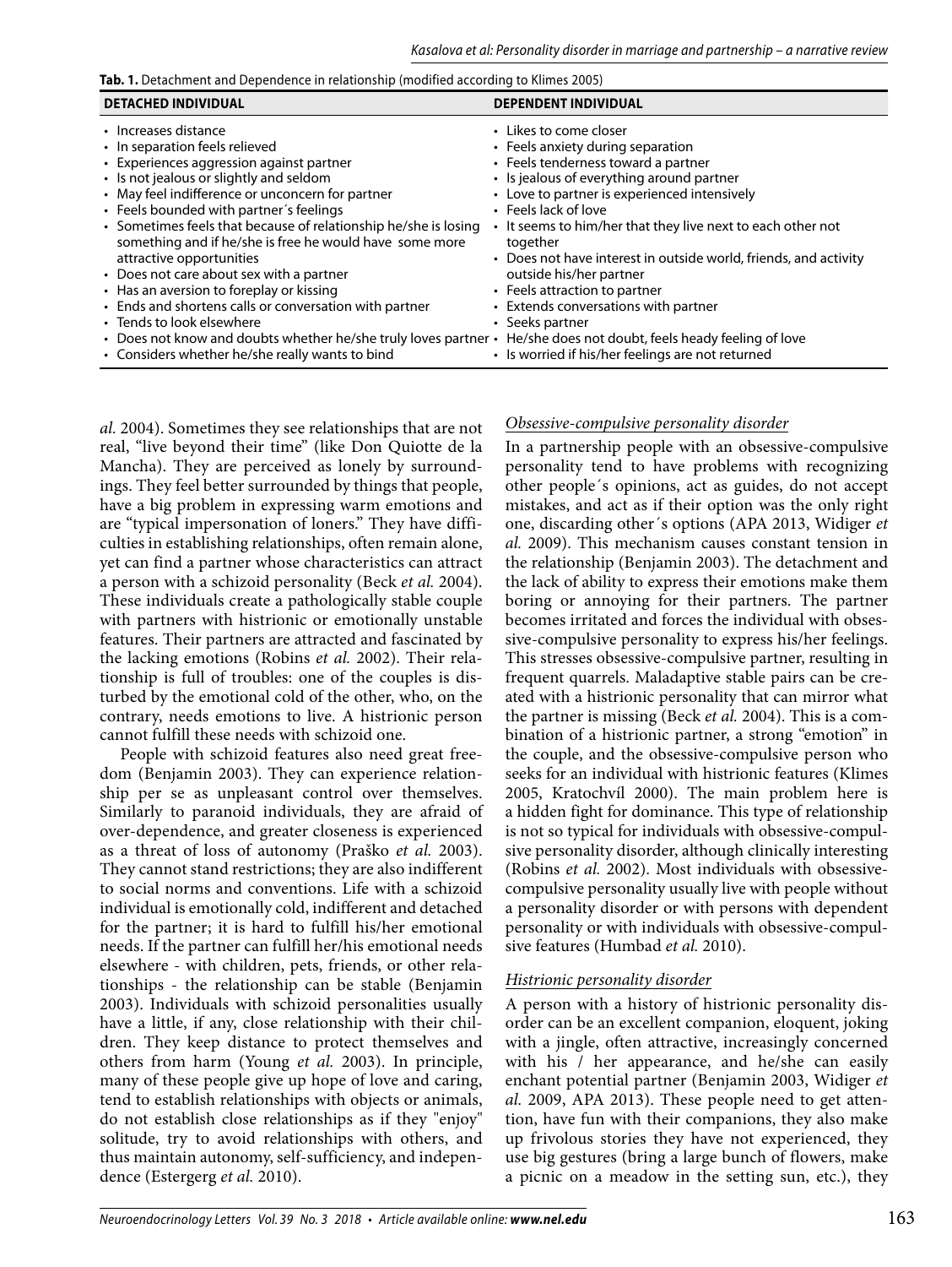**Tab. 1.** Detachment and Dependence in relationship (modified according to Klimes 2005)

| DETACHED INDIVIDUAL | DEPENDENT INDIVIDUAL |
|---|---|
| • Increases distance | • Likes to come closer |
| • In separation feels relieved | • Feels anxiety during separation |
| • Experiences aggression against partner | • Feels tenderness toward a partner |
| • Is not jealous or slightly and seldom | • Is jealous of everything around partner |
| • May feel indifference or unconcern for partner | • Love to partner is experienced intensively |
| • Feels bounded with partner´s feelings | • Feels lack of love |
| • Sometimes feels that because of relationship he/she is losing something and if he/she is free he would have some more attractive opportunities | • It seems to him/her that they live next to each other not together |
| • Does not care about sex with a partner | • Does not have interest in outside world, friends, and activity outside his/her partner |
| • Has an aversion to foreplay or kissing | • Feels attraction to partner |
| • Ends and shortens calls or conversation with partner | • Extends conversations with partner |
| • Tends to look elsewhere | • Seeks partner |
| • Does not know and doubts whether he/she truly loves partner | • He/she does not doubt, feels heady feeling of love |
| • Considers whether he/she really wants to bind | • Is worried if his/her feelings are not returned |

*al.* 2004). Sometimes they see relationships that are not real, "live beyond their time" (like Don Quiotte de la Mancha). They are perceived as lonely by surroundings. They feel better surrounded by things that people, have a big problem in expressing warm emotions and are "typical impersonation of loners." They have difficulties in establishing relationships, often remain alone, yet can find a partner whose characteristics can attract a person with a schizoid personality (Beck *et al.* 2004). These individuals create a pathologically stable couple with partners with histrionic or emotionally unstable features. Their partners are attracted and fascinated by the lacking emotions (Robins *et al.* 2002). Their relationship is full of troubles: one of the couples is disturbed by the emotional cold of the other, who, on the contrary, needs emotions to live. A histrionic person cannot fulfill these needs with schizoid one.

People with schizoid features also need great freedom (Benjamin 2003). They can experience relationship per se as unpleasant control over themselves. Similarly to paranoid individuals, they are afraid of over-dependence, and greater closeness is experienced as a threat of loss of autonomy (Praško *et al.* 2003). They cannot stand restrictions; they are also indifferent to social norms and conventions. Life with a schizoid individual is emotionally cold, indifferent and detached for the partner; it is hard to fulfill his/her emotional needs. If the partner can fulfill her/his emotional needs elsewhere - with children, pets, friends, or other relationships - the relationship can be stable (Benjamin 2003). Individuals with schizoid personalities usually have a little, if any, close relationship with their children. They keep distance to protect themselves and others from harm (Young *et al.* 2003). In principle, many of these people give up hope of love and caring, tend to establish relationships with objects or animals, do not establish close relationships as if they "enjoy" solitude, try to avoid relationships with others, and thus maintain autonomy, self-sufficiency, and independence (Estergerg *et al.* 2010).

### Obsessive-compulsive personality disorder

In a partnership people with an obsessive-compulsive personality tend to have problems with recognizing other people´s opinions, act as guides, do not accept mistakes, and act as if their option was the only right one, discarding other´s options (APA 2013, Widiger *et al.* 2009). This mechanism causes constant tension in the relationship (Benjamin 2003). The detachment and the lack of ability to express their emotions make them boring or annoying for their partners. The partner becomes irritated and forces the individual with obsessive-compulsive personality to express his/her feelings. This stresses obsessive-compulsive partner, resulting in frequent quarrels. Maladaptive stable pairs can be created with a histrionic personality that can mirror what the partner is missing (Beck *et al.* 2004). This is a combination of a histrionic partner, a strong "emotion" in the couple, and the obsessive-compulsive person who seeks for an individual with histrionic features (Klimes 2005, Kratochvíl 2000). The main problem here is a hidden fight for dominance. This type of relationship is not so typical for individuals with obsessive-compulsive personality disorder, although clinically interesting (Robins *et al.* 2002). Most individuals with obsessive-compulsive personality usually live with people without a personality disorder or with persons with dependent personality or with individuals with obsessive-compulsive features (Humbad *et al.* 2010).

### Histrionic personality disorder

A person with a history of histrionic personality disorder can be an excellent companion, eloquent, joking with a jingle, often attractive, increasingly concerned with his / her appearance, and he/she can easily enchant potential partner (Benjamin 2003, Widiger *et al.* 2009, APA 2013). These people need to get attention, have fun with their companions, they also make up frivolous stories they have not experienced, they use big gestures (bring a large bunch of flowers, make a picnic on a meadow in the setting sun, etc.), they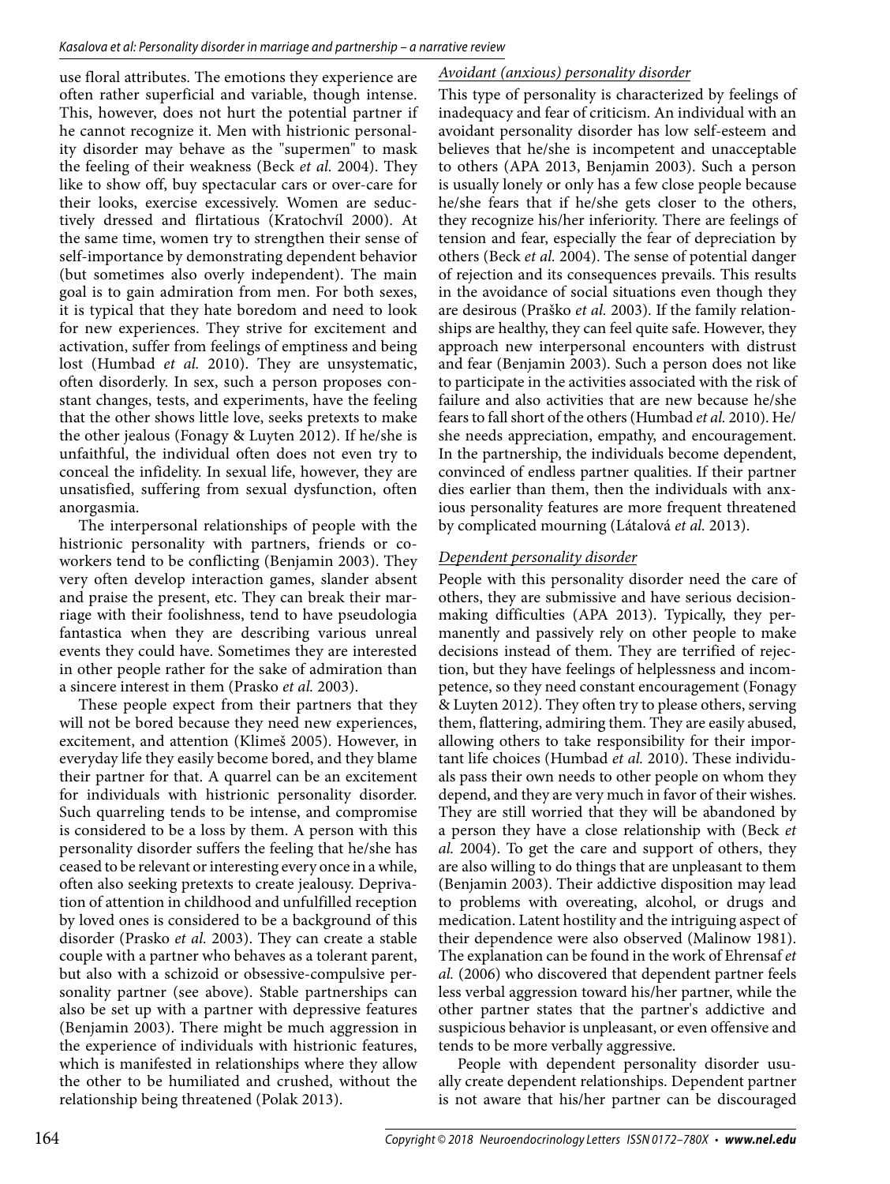use floral attributes. The emotions they experience are often rather superficial and variable, though intense. This, however, does not hurt the potential partner if he cannot recognize it. Men with histrionic personality disorder may behave as the "supermen" to mask the feeling of their weakness (Beck *et al.* 2004). They like to show off, buy spectacular cars or over-care for their looks, exercise excessively. Women are seductively dressed and flirtatious (Kratochvíl 2000). At the same time, women try to strengthen their sense of self-importance by demonstrating dependent behavior (but sometimes also overly independent). The main goal is to gain admiration from men. For both sexes, it is typical that they hate boredom and need to look for new experiences. They strive for excitement and activation, suffer from feelings of emptiness and being lost (Humbad *et al.* 2010). They are unsystematic, often disorderly. In sex, such a person proposes constant changes, tests, and experiments, have the feeling that the other shows little love, seeks pretexts to make the other jealous (Fonagy & Luyten 2012). If he/she is unfaithful, the individual often does not even try to conceal the infidelity. In sexual life, however, they are unsatisfied, suffering from sexual dysfunction, often anorgasmia.

The interpersonal relationships of people with the histrionic personality with partners, friends or co-workers tend to be conflicting (Benjamin 2003). They very often develop interaction games, slander absent and praise the present, etc. They can break their marriage with their foolishness, tend to have pseudologia fantastica when they are describing various unreal events they could have. Sometimes they are interested in other people rather for the sake of admiration than a sincere interest in them (Prasko *et al.* 2003).

These people expect from their partners that they will not be bored because they need new experiences, excitement, and attention (Klimeš 2005). However, in everyday life they easily become bored, and they blame their partner for that. A quarrel can be an excitement for individuals with histrionic personality disorder. Such quarreling tends to be intense, and compromise is considered to be a loss by them. A person with this personality disorder suffers the feeling that he/she has ceased to be relevant or interesting every once in a while, often also seeking pretexts to create jealousy. Deprivation of attention in childhood and unfulfilled reception by loved ones is considered to be a background of this disorder (Prasko *et al.* 2003). They can create a stable couple with a partner who behaves as a tolerant parent, but also with a schizoid or obsessive-compulsive personality partner (see above). Stable partnerships can also be set up with a partner with depressive features (Benjamin 2003). There might be much aggression in the experience of individuals with histrionic features, which is manifested in relationships where they allow the other to be humiliated and crushed, without the relationship being threatened (Polak 2013).

#### *Avoidant (anxious) personality disorder*

This type of personality is characterized by feelings of inadequacy and fear of criticism. An individual with an avoidant personality disorder has low self-esteem and believes that he/she is incompetent and unacceptable to others (APA 2013, Benjamin 2003). Such a person is usually lonely or only has a few close people because he/she fears that if he/she gets closer to the others, they recognize his/her inferiority. There are feelings of tension and fear, especially the fear of depreciation by others (Beck *et al.* 2004). The sense of potential danger of rejection and its consequences prevails. This results in the avoidance of social situations even though they are desirous (Praško *et al.* 2003). If the family relationships are healthy, they can feel quite safe. However, they approach new interpersonal encounters with distrust and fear (Benjamin 2003). Such a person does not like to participate in the activities associated with the risk of failure and also activities that are new because he/she fears to fall short of the others (Humbad *et al.* 2010). He/she needs appreciation, empathy, and encouragement. In the partnership, the individuals become dependent, convinced of endless partner qualities. If their partner dies earlier than them, then the individuals with anxious personality features are more frequent threatened by complicated mourning (Látalová *et al.* 2013).

#### *Dependent personality disorder*

People with this personality disorder need the care of others, they are submissive and have serious decision-making difficulties (APA 2013). Typically, they permanently and passively rely on other people to make decisions instead of them. They are terrified of rejection, but they have feelings of helplessness and incompetence, so they need constant encouragement (Fonagy & Luyten 2012). They often try to please others, serving them, flattering, admiring them. They are easily abused, allowing others to take responsibility for their important life choices (Humbad *et al.* 2010). These individuals pass their own needs to other people on whom they depend, and they are very much in favor of their wishes. They are still worried that they will be abandoned by a person they have a close relationship with (Beck *et al.* 2004). To get the care and support of others, they are also willing to do things that are unpleasant to them (Benjamin 2003). Their addictive disposition may lead to problems with overeating, alcohol, or drugs and medication. Latent hostility and the intriguing aspect of their dependence were also observed (Malinow 1981). The explanation can be found in the work of Ehrensaf *et al.* (2006) who discovered that dependent partner feels less verbal aggression toward his/her partner, while the other partner states that the partner's addictive and suspicious behavior is unpleasant, or even offensive and tends to be more verbally aggressive.

People with dependent personality disorder usually create dependent relationships. Dependent partner is not aware that his/her partner can be discouraged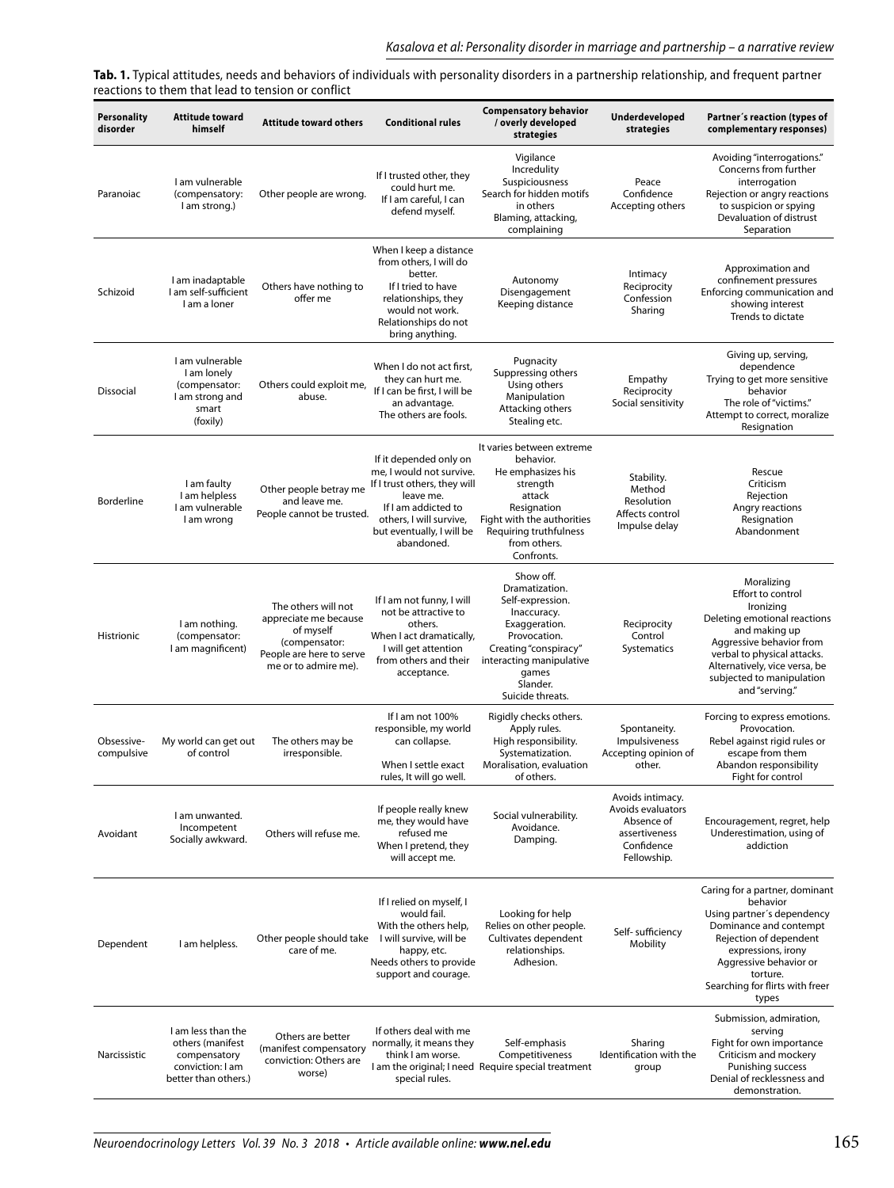**Tab. 1.** Typical attitudes, needs and behaviors of individuals with personality disorders in a partnership relationship, and frequent partner reactions to them that lead to tension or conflict

| Personality disorder | Attitude toward himself | Attitude toward others | Conditional rules | Compensatory behavior / overly developed strategies | Underdeveloped strategies | Partner´s reaction (types of complementary responses) |
|---|---|---|---|---|---|---|
| Paranoiac | I am vulnerable (compensatory: I am strong.) | Other people are wrong. | If I trusted other, they could hurt me. If I am careful, I can defend myself. | Vigilance Incredulity Suspiciousness Search for hidden motifs in others Blaming, attacking, complaining | Peace Confidence Accepting others | Avoiding "interrogations." Concerns from further interrogation Rejection or angry reactions to suspicion or spying Devaluation of distrust Separation |
| Schizoid | I am inadaptable I am self-sufficient I am a loner | Others have nothing to offer me | When I keep a distance from others, I will do better. If I tried to have relationships, they would not work. Relationships do not bring anything. | Autonomy Disengagement Keeping distance | Intimacy Reciprocity Confession Sharing | Approximation and confinement pressures Enforcing communication and showing interest Trends to dictate |
| Dissocial | I am vulnerable I am lonely (compensator: I am strong and smart (foxily) | Others could exploit me, abuse. | When I do not act first, they can hurt me. If I can be first, I will be an advantage. The others are fools. | Pugnacity Suppressing others Using others Manipulation Attacking others Stealing etc. | Empathy Reciprocity Social sensitivity | Giving up, serving, dependence Trying to get more sensitive behavior The role of "victims." Attempt to correct, moralize Resignation |
| Borderline | I am faulty I am helpless I am vulnerable I am wrong | Other people betray me and leave me. People cannot be trusted. | If it depended only on me, I would not survive. If I trust others, they will leave me. If I am addicted to others, I will survive, but eventually, I will be abandoned. | It varies between extreme behavior. He emphasizes his strength attack Resignation Fight with the authorities Requiring truthfulness from others. Confronts. | Stability. Method Resolution Affects control Impulse delay | Rescue Criticism Rejection Angry reactions Resignation Abandonment |
| Histrionic | I am nothing. (compensator: I am magnificent) | The others will not appreciate me because of myself (compensator: People are here to serve me or to admire me). | If I am not funny, I will not be attractive to others. When I act dramatically, I will get attention from others and their acceptance. | Show off. Dramatization. Self-expression. Inaccuracy. Exaggeration. Provocation. Creating "conspiracy" interacting manipulative games Slander. Suicide threats. | Reciprocity Control Systematics | Moralizing Effort to control Ironizing Deleting emotional reactions and making up Aggressive behavior from verbal to physical attacks. Alternatively, vice versa, be subjected to manipulation and "serving." |
| Obsessive-compulsive | My world can get out of control | The others may be irresponsible. | If I am not 100% responsible, my world can collapse. When I settle exact rules, It will go well. | Rigidly checks others. Apply rules. High responsibility. Systematization. Moralisation, evaluation of others. | Spontaneity. Impulsiveness Accepting opinion of other. | Forcing to express emotions. Provocation. Rebel against rigid rules or escape from them Abandon responsibility Fight for control |
| Avoidant | I am unwanted. Incompetent Socially awkward. | Others will refuse me. | If people really knew me, they would have refused me When I pretend, they will accept me. | Social vulnerability. Avoidance. Damping. | Avoids intimacy. Avoids evaluators Absence of assertiveness Confidence Fellowship. | Encouragement, regret, help Underestimation, using of addiction |
| Dependent | I am helpless. | Other people should take care of me. | If I relied on myself, I would fail. With the others help, I will survive, will be happy, etc. Needs others to provide support and courage. | Looking for help Relies on other people. Cultivates dependent relationships. Adhesion. | Self- sufficiency Mobility | Caring for a partner, dominant behavior Using partner´s dependency Dominance and contempt Rejection of dependent expressions, irony Aggressive behavior or torture. Searching for flirts with freer types |
| Narcissistic | I am less than the others (manifest compensatory conviction: I am better than others.) | Others are better (manifest compensatory conviction: Others are worse) | If others deal with me normally, it means they think I am worse. I am the original; I need special rules. | Self-emphasis Competitiveness Require special treatment | Sharing Identification with the group | Submission, admiration, serving Fight for own importance Criticism and mockery Punishing success Denial of recklessness and demonstration. |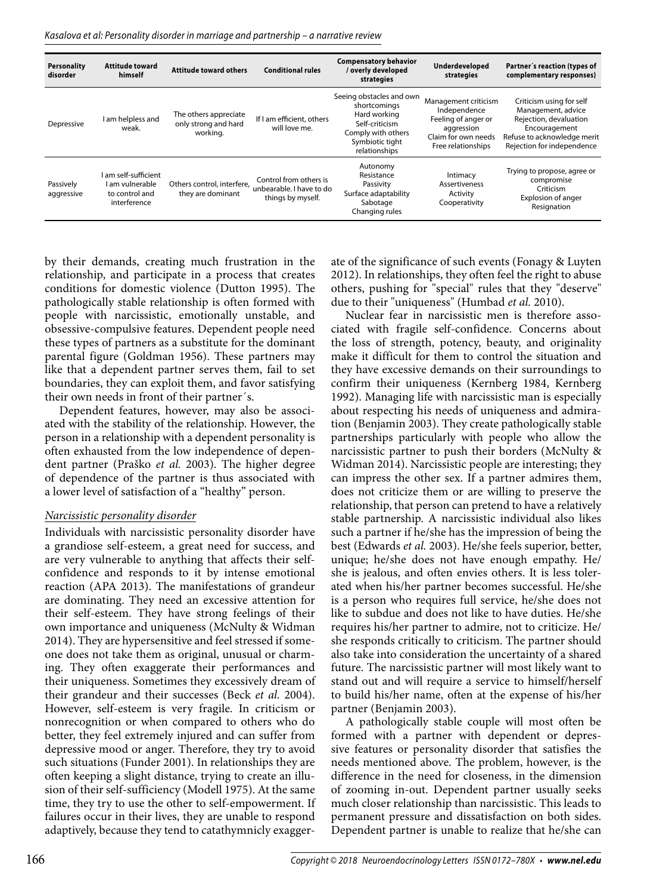| Personality disorder | Attitude toward himself | Attitude toward others | Conditional rules | Compensatory behavior / overly developed strategies | Underdeveloped strategies | Partner´s reaction (types of complementary responses) |
|---|---|---|---|---|---|---|
| Depressive | I am helpless and weak. | The others appreciate only strong and hard working. | If I am efficient, others will love me. | Seeing obstacles and own shortcomings<br>Hard working<br>Self-criticism<br>Comply with others<br>Symbiotic tight relationships | Management criticism<br>Independence<br>Feeling of anger or aggression<br>Claim for own needs<br>Free relationships | Criticism using for self Management, advice<br>Rejection, devaluation<br>Encouragement<br>Refuse to acknowledge merit<br>Rejection for independence |
| Passively aggressive | I am self-sufficient<br>I am vulnerable to control and interference | Others control, interfere, they are dominant | Control from others is unbearable. I have to do things by myself. | Autonomy<br>Resistance<br>Passivity<br>Surface adaptability<br>Sabotage<br>Changing rules | Intimacy<br>Assertiveness<br>Activity<br>Cooperativity | Trying to propose, agree or compromise<br>Criticism<br>Explosion of anger<br>Resignation |

by their demands, creating much frustration in the relationship, and participate in a process that creates conditions for domestic violence (Dutton 1995). The pathologically stable relationship is often formed with people with narcissistic, emotionally unstable, and obsessive-compulsive features. Dependent people need these types of partners as a substitute for the dominant parental figure (Goldman 1956). These partners may like that a dependent partner serves them, fail to set boundaries, they can exploit them, and favor satisfying their own needs in front of their partner´s.

Dependent features, however, may also be associated with the stability of the relationship. However, the person in a relationship with a dependent personality is often exhausted from the low independence of dependent partner (Praško *et al.* 2003). The higher degree of dependence of the partner is thus associated with a lower level of satisfaction of a "healthy" person.

### *Narcissistic personality disorder*

Individuals with narcissistic personality disorder have a grandiose self-esteem, a great need for success, and are very vulnerable to anything that affects their self-confidence and responds to it by intense emotional reaction (APA 2013). The manifestations of grandeur are dominating. They need an excessive attention for their self-esteem. They have strong feelings of their own importance and uniqueness (McNulty & Widman 2014). They are hypersensitive and feel stressed if someone does not take them as original, unusual or charming. They often exaggerate their performances and their uniqueness. Sometimes they excessively dream of their grandeur and their successes (Beck *et al.* 2004). However, self-esteem is very fragile. In criticism or nonrecognition or when compared to others who do better, they feel extremely injured and can suffer from depressive mood or anger. Therefore, they try to avoid such situations (Funder 2001). In relationships they are often keeping a slight distance, trying to create an illusion of their self-sufficiency (Modell 1975). At the same time, they try to use the other to self-empowerment. If failures occur in their lives, they are unable to respond adaptively, because they tend to catathymnicly exaggerate of the significance of such events (Fonagy & Luyten 2012). In relationships, they often feel the right to abuse others, pushing for "special" rules that they "deserve" due to their "uniqueness" (Humbad *et al.* 2010).

Nuclear fear in narcissistic men is therefore associated with fragile self-confidence. Concerns about the loss of strength, potency, beauty, and originality make it difficult for them to control the situation and they have excessive demands on their surroundings to confirm their uniqueness (Kernberg 1984, Kernberg 1992). Managing life with narcissistic man is especially about respecting his needs of uniqueness and admiration (Benjamin 2003). They create pathologically stable partnerships particularly with people who allow the narcissistic partner to push their borders (McNulty & Widman 2014). Narcissistic people are interesting; they can impress the other sex. If a partner admires them, does not criticize them or are willing to preserve the relationship, that person can pretend to have a relatively stable partnership. A narcissistic individual also likes such a partner if he/she has the impression of being the best (Edwards *et al.* 2003). He/she feels superior, better, unique; he/she does not have enough empathy. He/she is jealous, and often envies others. It is less tolerated when his/her partner becomes successful. He/she is a person who requires full service, he/she does not like to subdue and does not like to have duties. He/she requires his/her partner to admire, not to criticize. He/she responds critically to criticism. The partner should also take into consideration the uncertainty of a shared future. The narcissistic partner will most likely want to stand out and will require a service to himself/herself to build his/her name, often at the expense of his/her partner (Benjamin 2003).

A pathologically stable couple will most often be formed with a partner with dependent or depressive features or personality disorder that satisfies the needs mentioned above. The problem, however, is the difference in the need for closeness, in the dimension of zooming in-out. Dependent partner usually seeks much closer relationship than narcissistic. This leads to permanent pressure and dissatisfaction on both sides. Dependent partner is unable to realize that he/she can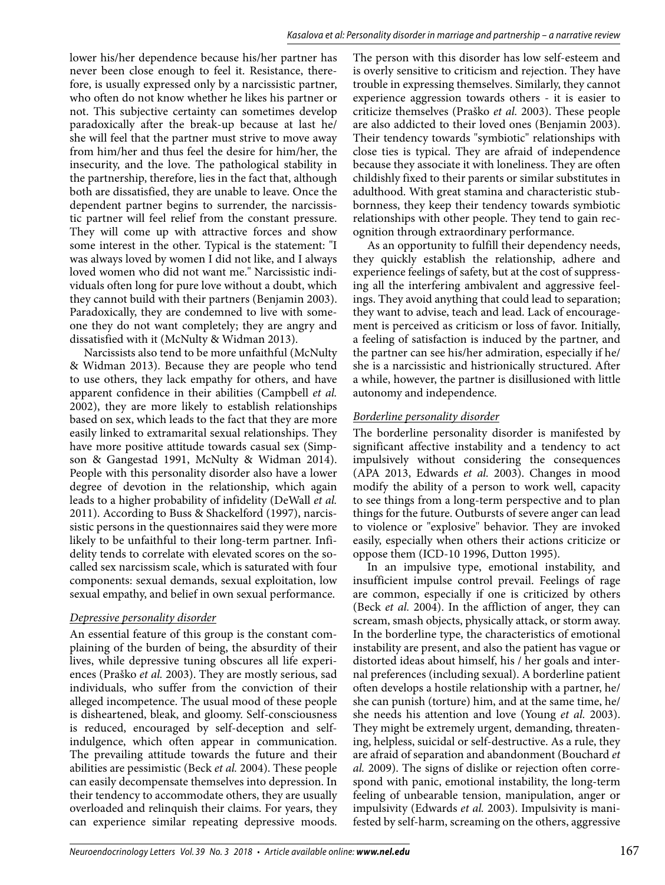lower his/her dependence because his/her partner has never been close enough to feel it. Resistance, therefore, is usually expressed only by a narcissistic partner, who often do not know whether he likes his partner or not. This subjective certainty can sometimes develop paradoxically after the break-up because at last he/she will feel that the partner must strive to move away from him/her and thus feel the desire for him/her, the insecurity, and the love. The pathological stability in the partnership, therefore, lies in the fact that, although both are dissatisfied, they are unable to leave. Once the dependent partner begins to surrender, the narcissistic partner will feel relief from the constant pressure. They will come up with attractive forces and show some interest in the other. Typical is the statement: "I was always loved by women I did not like, and I always loved women who did not want me." Narcissistic individuals often long for pure love without a doubt, which they cannot build with their partners (Benjamin 2003). Paradoxically, they are condemned to live with someone they do not want completely; they are angry and dissatisfied with it (McNulty & Widman 2013).

Narcissists also tend to be more unfaithful (McNulty & Widman 2013). Because they are people who tend to use others, they lack empathy for others, and have apparent confidence in their abilities (Campbell *et al.* 2002), they are more likely to establish relationships based on sex, which leads to the fact that they are more easily linked to extramarital sexual relationships. They have more positive attitude towards casual sex (Simpson & Gangestad 1991, McNulty & Widman 2014). People with this personality disorder also have a lower degree of devotion in the relationship, which again leads to a higher probability of infidelity (DeWall *et al.* 2011). According to Buss & Shackelford (1997), narcissistic persons in the questionnaires said they were more likely to be unfaithful to their long-term partner. Infidelity tends to correlate with elevated scores on the so-called sex narcissism scale, which is saturated with four components: sexual demands, sexual exploitation, low sexual empathy, and belief in own sexual performance.

### Depressive personality disorder

An essential feature of this group is the constant complaining of the burden of being, the absurdity of their lives, while depressive tuning obscures all life experiences (Praško *et al.* 2003). They are mostly serious, sad individuals, who suffer from the conviction of their alleged incompetence. The usual mood of these people is disheartened, bleak, and gloomy. Self-consciousness is reduced, encouraged by self-deception and self-indulgence, which often appear in communication. The prevailing attitude towards the future and their abilities are pessimistic (Beck *et al.* 2004). These people can easily decompensate themselves into depression. In their tendency to accommodate others, they are usually overloaded and relinquish their claims. For years, they can experience similar repeating depressive moods. The person with this disorder has low self-esteem and is overly sensitive to criticism and rejection. They have trouble in expressing themselves. Similarly, they cannot experience aggression towards others - it is easier to criticize themselves (Praško *et al.* 2003). These people are also addicted to their loved ones (Benjamin 2003). Their tendency towards "symbiotic" relationships with close ties is typical. They are afraid of independence because they associate it with loneliness. They are often childishly fixed to their parents or similar substitutes in adulthood. With great stamina and characteristic stubbornness, they keep their tendency towards symbiotic relationships with other people. They tend to gain recognition through extraordinary performance.

As an opportunity to fulfill their dependency needs, they quickly establish the relationship, adhere and experience feelings of safety, but at the cost of suppressing all the interfering ambivalent and aggressive feelings. They avoid anything that could lead to separation; they want to advise, teach and lead. Lack of encouragement is perceived as criticism or loss of favor. Initially, a feeling of satisfaction is induced by the partner, and the partner can see his/her admiration, especially if he/she is a narcissistic and histrionically structured. After a while, however, the partner is disillusioned with little autonomy and independence.

### Borderline personality disorder

The borderline personality disorder is manifested by significant affective instability and a tendency to act impulsively without considering the consequences (APA 2013, Edwards *et al.* 2003). Changes in mood modify the ability of a person to work well, capacity to see things from a long-term perspective and to plan things for the future. Outbursts of severe anger can lead to violence or "explosive" behavior. They are invoked easily, especially when others their actions criticize or oppose them (ICD-10 1996, Dutton 1995).

In an impulsive type, emotional instability, and insufficient impulse control prevail. Feelings of rage are common, especially if one is criticized by others (Beck *et al.* 2004). In the affliction of anger, they can scream, smash objects, physically attack, or storm away. In the borderline type, the characteristics of emotional instability are present, and also the patient has vague or distorted ideas about himself, his / her goals and internal preferences (including sexual). A borderline patient often develops a hostile relationship with a partner, he/she can punish (torture) him, and at the same time, he/she needs his attention and love (Young *et al.* 2003). They might be extremely urgent, demanding, threatening, helpless, suicidal or self-destructive. As a rule, they are afraid of separation and abandonment (Bouchard *et al.* 2009). The signs of dislike or rejection often correspond with panic, emotional instability, the long-term feeling of unbearable tension, manipulation, anger or impulsivity (Edwards *et al.* 2003). Impulsivity is manifested by self-harm, screaming on the others, aggressive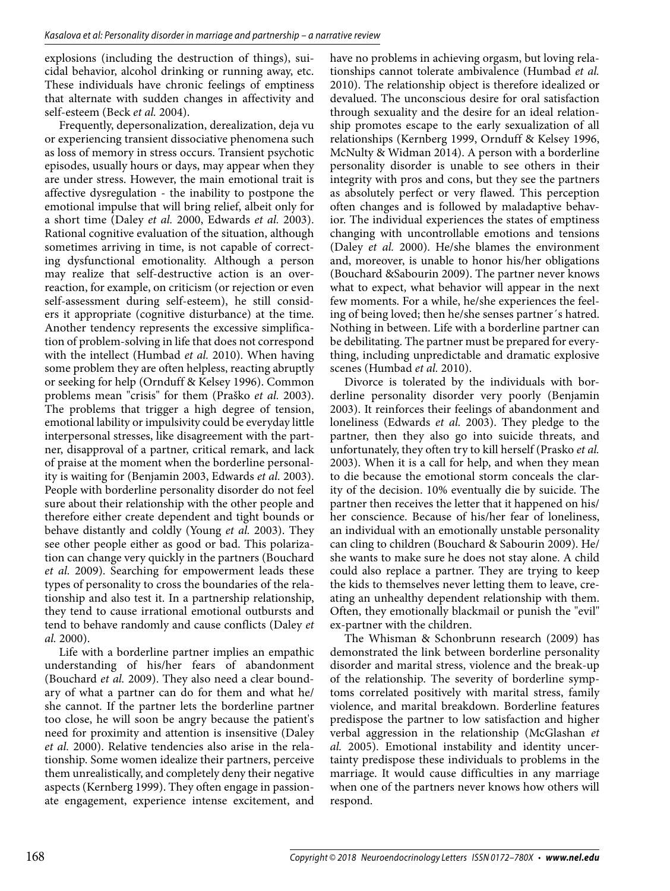explosions (including the destruction of things), suicidal behavior, alcohol drinking or running away, etc. These individuals have chronic feelings of emptiness that alternate with sudden changes in affectivity and self-esteem (Beck *et al.* 2004).

Frequently, depersonalization, derealization, deja vu or experiencing transient dissociative phenomena such as loss of memory in stress occurs. Transient psychotic episodes, usually hours or days, may appear when they are under stress. However, the main emotional trait is affective dysregulation - the inability to postpone the emotional impulse that will bring relief, albeit only for a short time (Daley *et al.* 2000, Edwards *et al.* 2003). Rational cognitive evaluation of the situation, although sometimes arriving in time, is not capable of correcting dysfunctional emotionality. Although a person may realize that self-destructive action is an overreaction, for example, on criticism (or rejection or even self-assessment during self-esteem), he still considers it appropriate (cognitive disturbance) at the time. Another tendency represents the excessive simplification of problem-solving in life that does not correspond with the intellect (Humbad *et al.* 2010). When having some problem they are often helpless, reacting abruptly or seeking for help (Ornduff & Kelsey 1996). Common problems mean "crisis" for them (Praško *et al.* 2003). The problems that trigger a high degree of tension, emotional lability or impulsivity could be everyday little interpersonal stresses, like disagreement with the partner, disapproval of a partner, critical remark, and lack of praise at the moment when the borderline personality is waiting for (Benjamin 2003, Edwards *et al.* 2003). People with borderline personality disorder do not feel sure about their relationship with the other people and therefore either create dependent and tight bounds or behave distantly and coldly (Young *et al.* 2003). They see other people either as good or bad. This polarization can change very quickly in the partners (Bouchard *et al.* 2009). Searching for empowerment leads these types of personality to cross the boundaries of the relationship and also test it. In a partnership relationship, they tend to cause irrational emotional outbursts and tend to behave randomly and cause conflicts (Daley *et al.* 2000).

Life with a borderline partner implies an empathic understanding of his/her fears of abandonment (Bouchard *et al.* 2009). They also need a clear boundary of what a partner can do for them and what he/she cannot. If the partner lets the borderline partner too close, he will soon be angry because the patient's need for proximity and attention is insensitive (Daley *et al.* 2000). Relative tendencies also arise in the relationship. Some women idealize their partners, perceive them unrealistically, and completely deny their negative aspects (Kernberg 1999). They often engage in passionate engagement, experience intense excitement, and have no problems in achieving orgasm, but loving relationships cannot tolerate ambivalence (Humbad *et al.* 2010). The relationship object is therefore idealized or devalued. The unconscious desire for oral satisfaction through sexuality and the desire for an ideal relationship promotes escape to the early sexualization of all relationships (Kernberg 1999, Ornduff & Kelsey 1996, McNulty & Widman 2014). A person with a borderline personality disorder is unable to see others in their integrity with pros and cons, but they see the partners as absolutely perfect or very flawed. This perception often changes and is followed by maladaptive behavior. The individual experiences the states of emptiness changing with uncontrollable emotions and tensions (Daley *et al.* 2000). He/she blames the environment and, moreover, is unable to honor his/her obligations (Bouchard &Sabourin 2009). The partner never knows what to expect, what behavior will appear in the next few moments. For a while, he/she experiences the feeling of being loved; then he/she senses partner´s hatred. Nothing in between. Life with a borderline partner can be debilitating. The partner must be prepared for everything, including unpredictable and dramatic explosive scenes (Humbad *et al.* 2010).

Divorce is tolerated by the individuals with borderline personality disorder very poorly (Benjamin 2003). It reinforces their feelings of abandonment and loneliness (Edwards *et al.* 2003). They pledge to the partner, then they also go into suicide threats, and unfortunately, they often try to kill herself (Prasko *et al.* 2003). When it is a call for help, and when they mean to die because the emotional storm conceals the clarity of the decision. 10% eventually die by suicide. The partner then receives the letter that it happened on his/her conscience. Because of his/her fear of loneliness, an individual with an emotionally unstable personality can cling to children (Bouchard & Sabourin 2009). He/she wants to make sure he does not stay alone. A child could also replace a partner. They are trying to keep the kids to themselves never letting them to leave, creating an unhealthy dependent relationship with them. Often, they emotionally blackmail or punish the "evil" ex-partner with the children.

The Whisman & Schonbrunn research (2009) has demonstrated the link between borderline personality disorder and marital stress, violence and the break-up of the relationship. The severity of borderline symptoms correlated positively with marital stress, family violence, and marital breakdown. Borderline features predispose the partner to low satisfaction and higher verbal aggression in the relationship (McGlashan *et al.* 2005). Emotional instability and identity uncertainty predispose these individuals to problems in the marriage. It would cause difficulties in any marriage when one of the partners never knows how others will respond.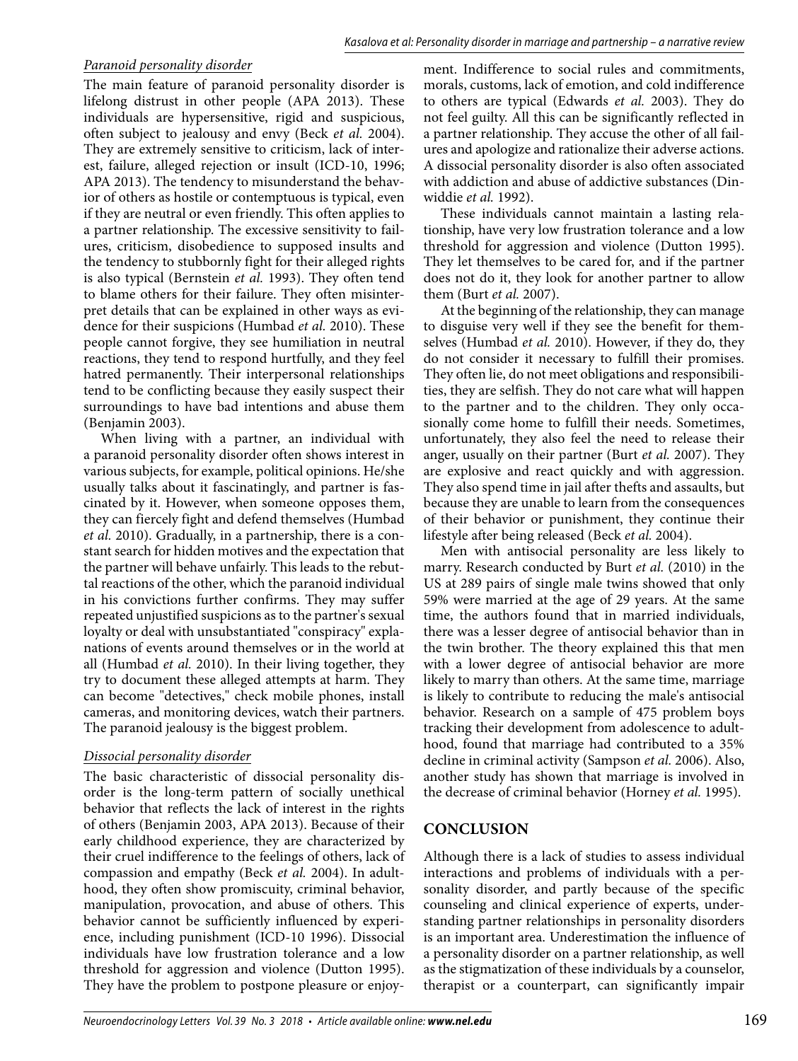*Paranoid personality disorder*

The main feature of paranoid personality disorder is lifelong distrust in other people (APA 2013). These individuals are hypersensitive, rigid and suspicious, often subject to jealousy and envy (Beck *et al.* 2004). They are extremely sensitive to criticism, lack of interest, failure, alleged rejection or insult (ICD-10, 1996; APA 2013). The tendency to misunderstand the behavior of others as hostile or contemptuous is typical, even if they are neutral or even friendly. This often applies to a partner relationship. The excessive sensitivity to failures, criticism, disobedience to supposed insults and the tendency to stubbornly fight for their alleged rights is also typical (Bernstein *et al.* 1993). They often tend to blame others for their failure. They often misinterpret details that can be explained in other ways as evidence for their suspicions (Humbad *et al.* 2010). These people cannot forgive, they see humiliation in neutral reactions, they tend to respond hurtfully, and they feel hatred permanently. Their interpersonal relationships tend to be conflicting because they easily suspect their surroundings to have bad intentions and abuse them (Benjamin 2003).

When living with a partner, an individual with a paranoid personality disorder often shows interest in various subjects, for example, political opinions. He/she usually talks about it fascinatingly, and partner is fascinated by it. However, when someone opposes them, they can fiercely fight and defend themselves (Humbad *et al.* 2010). Gradually, in a partnership, there is a constant search for hidden motives and the expectation that the partner will behave unfairly. This leads to the rebuttal reactions of the other, which the paranoid individual in his convictions further confirms. They may suffer repeated unjustified suspicions as to the partner's sexual loyalty or deal with unsubstantiated "conspiracy" explanations of events around themselves or in the world at all (Humbad *et al.* 2010). In their living together, they try to document these alleged attempts at harm. They can become "detectives," check mobile phones, install cameras, and monitoring devices, watch their partners. The paranoid jealousy is the biggest problem.

*Dissocial personality disorder*

The basic characteristic of dissocial personality disorder is the long-term pattern of socially unethical behavior that reflects the lack of interest in the rights of others (Benjamin 2003, APA 2013). Because of their early childhood experience, they are characterized by their cruel indifference to the feelings of others, lack of compassion and empathy (Beck *et al.* 2004). In adulthood, they often show promiscuity, criminal behavior, manipulation, provocation, and abuse of others. This behavior cannot be sufficiently influenced by experience, including punishment (ICD-10 1996). Dissocial individuals have low frustration tolerance and a low threshold for aggression and violence (Dutton 1995). They have the problem to postpone pleasure or enjoyment. Indifference to social rules and commitments, morals, customs, lack of emotion, and cold indifference to others are typical (Edwards *et al.* 2003). They do not feel guilty. All this can be significantly reflected in a partner relationship. They accuse the other of all failures and apologize and rationalize their adverse actions. A dissocial personality disorder is also often associated with addiction and abuse of addictive substances (Dinwiddie *et al.* 1992).

These individuals cannot maintain a lasting relationship, have very low frustration tolerance and a low threshold for aggression and violence (Dutton 1995). They let themselves to be cared for, and if the partner does not do it, they look for another partner to allow them (Burt *et al.* 2007).

At the beginning of the relationship, they can manage to disguise very well if they see the benefit for themselves (Humbad *et al.* 2010). However, if they do, they do not consider it necessary to fulfill their promises. They often lie, do not meet obligations and responsibilities, they are selfish. They do not care what will happen to the partner and to the children. They only occasionally come home to fulfill their needs. Sometimes, unfortunately, they also feel the need to release their anger, usually on their partner (Burt *et al.* 2007). They are explosive and react quickly and with aggression. They also spend time in jail after thefts and assaults, but because they are unable to learn from the consequences of their behavior or punishment, they continue their lifestyle after being released (Beck *et al.* 2004).

Men with antisocial personality are less likely to marry. Research conducted by Burt *et al.* (2010) in the US at 289 pairs of single male twins showed that only 59% were married at the age of 29 years. At the same time, the authors found that in married individuals, there was a lesser degree of antisocial behavior than in the twin brother. The theory explained this that men with a lower degree of antisocial behavior are more likely to marry than others. At the same time, marriage is likely to contribute to reducing the male's antisocial behavior. Research on a sample of 475 problem boys tracking their development from adolescence to adulthood, found that marriage had contributed to a 35% decline in criminal activity (Sampson *et al.* 2006). Also, another study has shown that marriage is involved in the decrease of criminal behavior (Horney *et al.* 1995).

## CONCLUSION

Although there is a lack of studies to assess individual interactions and problems of individuals with a personality disorder, and partly because of the specific counseling and clinical experience of experts, understanding partner relationships in personality disorders is an important area. Underestimation the influence of a personality disorder on a partner relationship, as well as the stigmatization of these individuals by a counselor, therapist or a counterpart, can significantly impair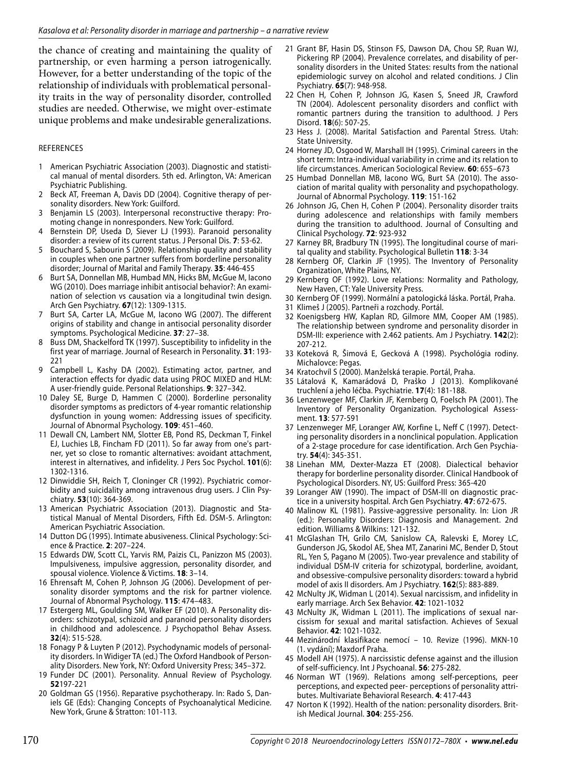the chance of creating and maintaining the quality of partnership, or even harming a person iatrogenically. However, for a better understanding of the topic of the relationship of individuals with problematical personality traits in the way of personality disorder, controlled studies are needed. Otherwise, we might over-estimate unique problems and make undesirable generalizations.

## REFERENCES

1. American Psychiatric Association (2003). Diagnostic and statistical manual of mental disorders. 5th ed. Arlington, VA: American Psychiatric Publishing.
2. Beck AT, Freeman A, Davis DD (2004). Cognitive therapy of personality disorders. New York: Guilford.
3. Benjamin LS (2003). Interpersonal reconstructive therapy: Promoting change in nonresponders. New York: Guilford.
4. Bernstein DP, Useda D, Siever LJ (1993). Paranoid personality disorder: a review of its current status. J Personal Dis. **7**: 53-62.
5. Bouchard S, Sabourin S (2009). Relationship quality and stability in couples when one partner suffers from borderline personality disorder; Journal of Marital and Family Therapy. **35**: 446-455
6. Burt SA, Donnellan MB, Humbad MN, Hicks BM, McGue M, Iacono WG (2010). Does marriage inhibit antisocial behavior?: An examination of selection vs causation via a longitudinal twin design. Arch Gen Psychiatry. **67**(12): 1309-1315.
7. Burt SA, Carter LA, McGue M, Iacono WG (2007). The different origins of stability and change in antisocial personality disorder symptoms. Psychological Medicine. **37**: 27–38.
8. Buss DM, Shackelford TK (1997). Susceptibility to infidelity in the first year of marriage. Journal of Research in Personality. **31**: 193-221
9. Campbell L, Kashy DA (2002). Estimating actor, partner, and interaction effects for dyadic data using PROC MIXED and HLM: A user-friendly guide. Personal Relationships. **9**: 327–342.
10. Daley SE, Burge D, Hammen C (2000). Borderline personality disorder symptoms as predictors of 4-year romantic relationship dysfunction in young women: Addressing issues of specificity. Journal of Abnormal Psychology. **109**: 451–460.
11. Dewall CN, Lambert NM, Slotter EB, Pond RS, Deckman T, Finkel EJ, Luchies LB, Fincham FD (2011). So far away from one's partner, yet so close to romantic alternatives: avoidant attachment, interest in alternatives, and infidelity. J Pers Soc Psychol. **101**(6): 1302-1316.
12. Dinwiddie SH, Reich T, Cloninger CR (1992). Psychiatric comorbidity and suicidality among intravenous drug users. J Clin Psychiatry. **53**(10): 364-369.
13. American Psychiatric Association (2013). Diagnostic and Statistical Manual of Mental Disorders, Fifth Ed. DSM-5. Arlington: American Psychiatric Association.
14. Dutton DG (1995). Intimate abusiveness. Clinical Psychology: Science & Practice. **2**: 207–224.
15. Edwards DW, Scott CL, Yarvis RM, Paizis CL, Panizzon MS (2003). Impulsiveness, impulsive aggression, personality disorder, and spousal violence. Violence & Victims. **18**: 3–14.
16. Ehrensaft M, Cohen P, Johnson JG (2006). Development of personality disorder symptoms and the risk for partner violence. Journal of Abnormal Psychology. **115**: 474–483.
17. Estergerg ML, Goulding SM, Walker EF (2010). A Personality disorders: schizotypal, schizoid and paranoid personality disorders in childhood and adolescence. J Psychopathol Behav Assess. **32**(4): 515-528.
18. Fonagy P & Luyten P (2012). Psychodynamic models of personality disorders. In Widiger TA (ed.) The Oxford Handbook of Personality Disorders. New York, NY: Oxford University Press; 345–372.
19. Funder DC (2001). Personality. Annual Review of Psychology. **52**197-221
20. Goldman GS (1956). Reparative psychotherapy. In: Rado S, Daniels GE (Eds): Changing Concepts of Psychoanalytical Medicine. New York, Grune & Stratton: 101-113.
21. Grant BF, Hasin DS, Stinson FS, Dawson DA, Chou SP, Ruan WJ, Pickering RP (2004). Prevalence correlates, and disability of personality disorders in the United States: results from the national epidemiologic survey on alcohol and related conditions. J Clin Psychiatry. **65**(7): 948-958.
22. Chen H, Cohen P, Johnson JG, Kasen S, Sneed JR, Crawford TN (2004). Adolescent personality disorders and conflict with romantic partners during the transition to adulthood. J Pers Disord. **18**(6): 507-25.
23. Hess J. (2008). Marital Satisfaction and Parental Stress. Utah: State University.
24. Horney JD, Osgood W, Marshall IH (1995). Criminal careers in the short term: Intra-individual variability in crime and its relation to life circumstances. American Sociological Review. **60**: 655–673
25. Humbad Donnellan MB, Iacono WG, Burt SA (2010). The association of marital quality with personality and psychopathology. Journal of Abnormal Psychology. **119**: 151-162
26. Johnson JG, Chen H, Cohen P (2004). Personality disorder traits during adolescence and relationships with family members during the transition to adulthood. Journal of Consulting and Clinical Psychology. **72**: 923-932
27. Karney BR, Bradbury TN (1995). The longitudinal course of marital quality and stability. Psychological Bulletin **118**: 3-34
28. Kernberg OF, Clarkin JF (1995). The Inventory of Personality Organization, White Plains, NY.
29. Kernberg OF (1992). Love relations: Normality and Pathology, New Haven, CT: Yale University Press.
30. Kernberg OF (1999). Normální a patologická láska. Portál, Praha.
31. Klimeš J (2005). Partneři a rozchody. Portál.
32. Koenigsberg HW, Kaplan RD, Gilmore MM, Cooper AM (1985). The relationship between syndrome and personality disorder in DSM-III: experience with 2.462 patients. Am J Psychiatry. **142**(2): 207-212.
33. Koteková R, Šimová E, Gecková A (1998). Psychológia rodiny. Michalovce: Pegas.
34. Kratochvíl S (2000). Manželská terapie. Portál, Praha.
35. Látalová K, Kamarádová D, Praško J (2013). Komplikované truchlení a jeho léčba. Psychiatrie. **17**(4): 181-188.
36. Lenzenweger MF, Clarkin JF, Kernberg O, Foelsch PA (2001). The Inventory of Personality Organization. Psychological Assessment. **13**: 577-591
37. Lenzenweger MF, Loranger AW, Korfine L, Neff C (1997). Detecting personality disorders in a nonclinical population. Application of a 2-stage procedure for case identification. Arch Gen Psychiatry. **54**(4): 345-351.
38. Linehan MM, Dexter-Mazza ET (2008). Dialectical behavior therapy for borderline personality disorder. Clinical Handbook of Psychological Disorders. NY, US: Guilford Press: 365-420
39. Loranger AW (1990). The impact of DSM-III on diagnostic practice in a university hospital. Arch Gen Psychiatry. **47**: 672-675.
40. Malinow KL (1981). Passive-aggressive personality. In: Lion JR (ed.): Personality Disorders: Diagnosis and Management. 2nd edition. Williams & Wilkins: 121-132.
41. McGlashan TH, Grilo CM, Sanislow CA, Ralevski E, Morey LC, Gunderson JG, Skodol AE, Shea MT, Zanarini MC, Bender D, Stout RL, Yen S, Pagano M (2005). Two-year prevalence and stability of individual DSM-IV criteria for schizotypal, borderline, avoidant, and obsessive-compulsive personality disorders: toward a hybrid model of axis II disorders. Am J Psychiatry. **162**(5): 883-889.
42. McNulty JK, Widman L (2014). Sexual narcissism, and infidelity in early marriage. Arch Sex Behavior. **42**: 1021-1032
43. McNulty JK, Widman L (2011). The implications of sexual narcissism for sexual and marital satisfaction. Achieves of Sexual Behavior. **42**: 1021-1032.
44. Mezinárodní klasifikace nemocí – 10. Revize (1996). MKN-10 (1. vydání); Maxdorf Praha.
45. Modell AH (1975). A narcissistic defense against and the illusion of self-sufficiency. Int J Psychoanal. **56**: 275-282.
46. Norman WT (1969). Relations among self-perceptions, peer perceptions, and expected peer- perceptions of personality attributes. Multivariate Behavioral Research. **4**: 417-443
47. Norton K (1992). Health of the nation: personality disorders. British Medical Journal. **304**: 255-256.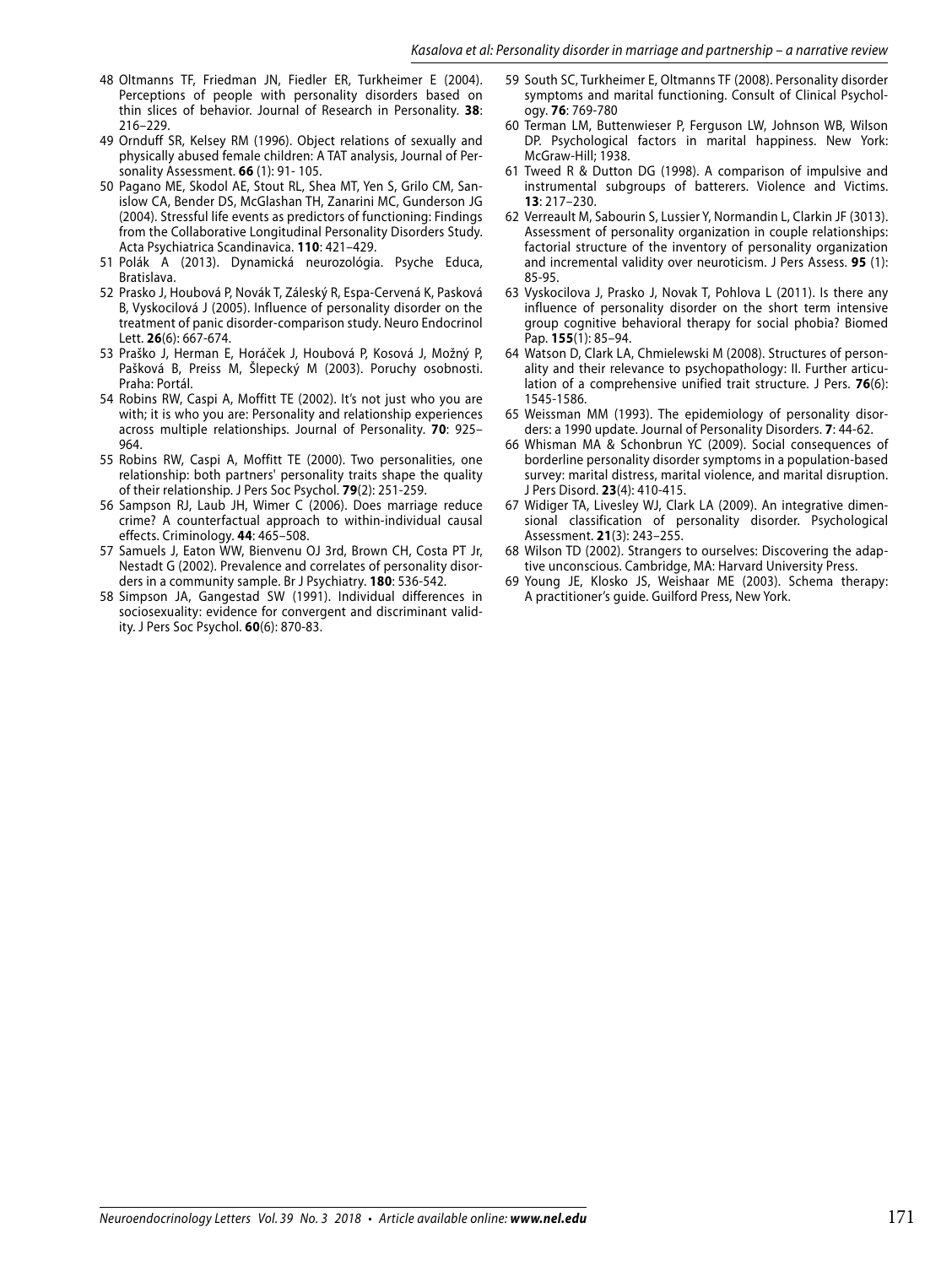48 Oltmanns TF, Friedman JN, Fiedler ER, Turkheimer E (2004). Perceptions of people with personality disorders based on thin slices of behavior. Journal of Research in Personality. **38**: 216–229.

49 Ornduff SR, Kelsey RM (1996). Object relations of sexually and physically abused female children: A TAT analysis, Journal of Personality Assessment. **66** (1): 91- 105.

50 Pagano ME, Skodol AE, Stout RL, Shea MT, Yen S, Grilo CM, Sanislow CA, Bender DS, McGlashan TH, Zanarini MC, Gunderson JG (2004). Stressful life events as predictors of functioning: Findings from the Collaborative Longitudinal Personality Disorders Study. Acta Psychiatrica Scandinavica. **110**: 421–429.

51 Polák A (2013). Dynamická neurozológia. Psyche Educa, Bratislava.

52 Prasko J, Houbová P, Novák T, Záleský R, Espa-Cervená K, Pasková B, Vyskocilová J (2005). Influence of personality disorder on the treatment of panic disorder-comparison study. Neuro Endocrinol Lett. **26**(6): 667-674.

53 Praško J, Herman E, Horáček J, Houbová P, Kosová J, Možný P, Pašková B, Preiss M, Šlepecký M (2003). Poruchy osobnosti. Praha: Portál.

54 Robins RW, Caspi A, Moffitt TE (2002). It's not just who you are with; it is who you are: Personality and relationship experiences across multiple relationships. Journal of Personality. **70**: 925–964.

55 Robins RW, Caspi A, Moffitt TE (2000). Two personalities, one relationship: both partners' personality traits shape the quality of their relationship. J Pers Soc Psychol. **79**(2): 251-259.

56 Sampson RJ, Laub JH, Wimer C (2006). Does marriage reduce crime? A counterfactual approach to within-individual causal effects. Criminology. **44**: 465–508.

57 Samuels J, Eaton WW, Bienvenu OJ 3rd, Brown CH, Costa PT Jr, Nestadt G (2002). Prevalence and correlates of personality disorders in a community sample. Br J Psychiatry. **180**: 536-542.

58 Simpson JA, Gangestad SW (1991). Individual differences in sociosexuality: evidence for convergent and discriminant validity. J Pers Soc Psychol. **60**(6): 870-83.

59 South SC, Turkheimer E, Oltmanns TF (2008). Personality disorder symptoms and marital functioning. Consult of Clinical Psychology. **76**: 769-780

60 Terman LM, Buttenwieser P, Ferguson LW, Johnson WB, Wilson DP. Psychological factors in marital happiness. New York: McGraw-Hill; 1938.

61 Tweed R & Dutton DG (1998). A comparison of impulsive and instrumental subgroups of batterers. Violence and Victims. **13**: 217–230.

62 Verreault M, Sabourin S, Lussier Y, Normandin L, Clarkin JF (3013). Assessment of personality organization in couple relationships: factorial structure of the inventory of personality organization and incremental validity over neuroticism. J Pers Assess. **95** (1): 85-95.

63 Vyskocilova J, Prasko J, Novak T, Pohlova L (2011). Is there any influence of personality disorder on the short term intensive group cognitive behavioral therapy for social phobia? Biomed Pap. **155**(1): 85–94.

64 Watson D, Clark LA, Chmielewski M (2008). Structures of personality and their relevance to psychopathology: II. Further articulation of a comprehensive unified trait structure. J Pers. **76**(6): 1545-1586.

65 Weissman MM (1993). The epidemiology of personality disorders: a 1990 update. Journal of Personality Disorders. **7**: 44-62.

66 Whisman MA & Schonbrun YC (2009). Social consequences of borderline personality disorder symptoms in a population-based survey: marital distress, marital violence, and marital disruption. J Pers Disord. **23**(4): 410-415.

67 Widiger TA, Livesley WJ, Clark LA (2009). An integrative dimensional classification of personality disorder. Psychological Assessment. **21**(3): 243–255.

68 Wilson TD (2002). Strangers to ourselves: Discovering the adaptive unconscious. Cambridge, MA: Harvard University Press.

69 Young JE, Klosko JS, Weishaar ME (2003). Schema therapy: A practitioner's guide. Guilford Press, New York.